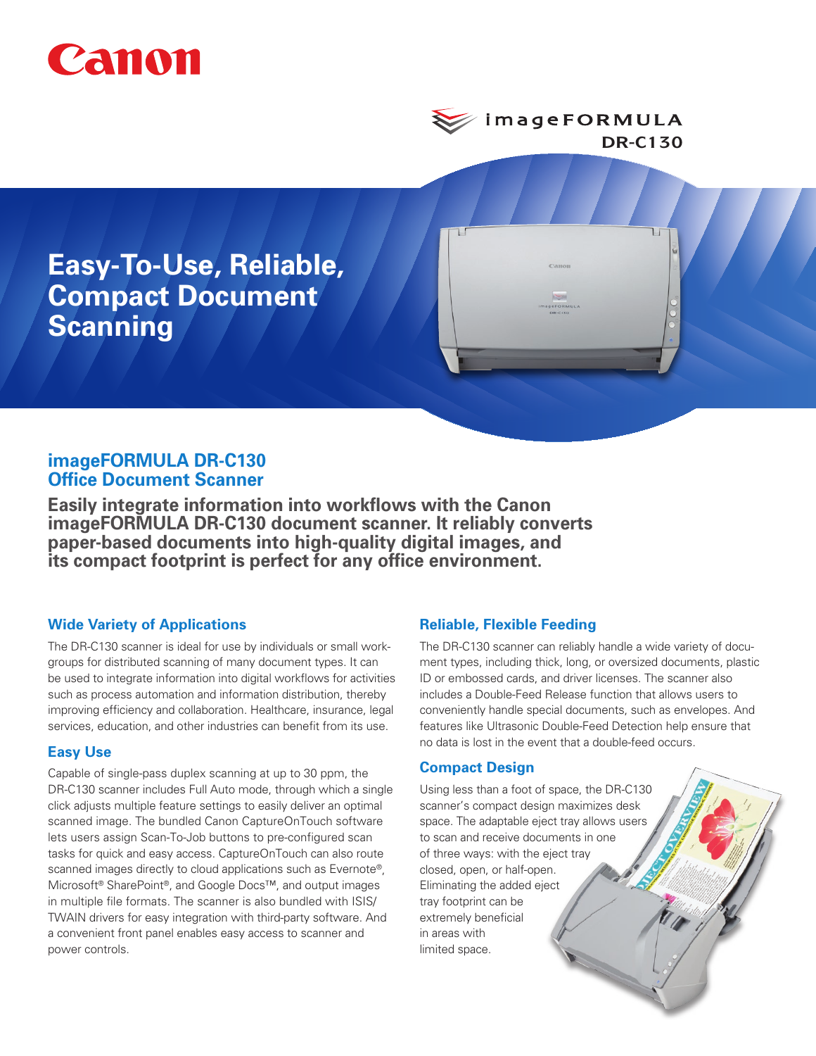Canon

imageFORMULA DR-C130

# Easy-To-Use, Reliable, Compact Document Scanning

## imageFORMULA DR-C130 Office Document Scanner

**Easily integrate information into workflows with the Canon imageFORMULA DR-C130 document scanner. It reliably converts paper-based documents into high-quality digital images, and its compact footprint is perfect for any office environment.**

### Wide Variety of Applications

The DR-C130 scanner is ideal for use by individuals or small work-groups for distributed scanning of many document types. It can be used to integrate information into digital workflows for activities such as process automation and information distribution, thereby improving efficiency and collaboration. Healthcare, insurance, legal services, education, and other industries can benefit from its use.

### Easy Use

Capable of single-pass duplex scanning at up to 30 ppm, the DR-C130 scanner includes Full Auto mode, through which a single click adjusts multiple feature settings to easily deliver an optimal scanned image. The bundled Canon CaptureOnTouch software lets users assign Scan-To-Job buttons to pre-configured scan tasks for quick and easy access. CaptureOnTouch can also route scanned images directly to cloud applications such as Evernote®, Microsoft® SharePoint®, and Google Docs™, and output images in multiple file formats. The scanner is also bundled with ISIS/TWAIN drivers for easy integration with third-party software. And a convenient front panel enables easy access to scanner and power controls.

### Reliable, Flexible Feeding

The DR-C130 scanner can reliably handle a wide variety of document types, including thick, long, or oversized documents, plastic ID or embossed cards, and driver licenses. The scanner also includes a Double-Feed Release function that allows users to conveniently handle special documents, such as envelopes. And features like Ultrasonic Double-Feed Detection help ensure that no data is lost in the event that a double-feed occurs.

### Compact Design

Using less than a foot of space, the DR-C130 scanner's compact design maximizes desk space. The adaptable eject tray allows users to scan and receive documents in one of three ways: with the eject tray closed, open, or half-open. Eliminating the added eject tray footprint can be extremely beneficial in areas with limited space.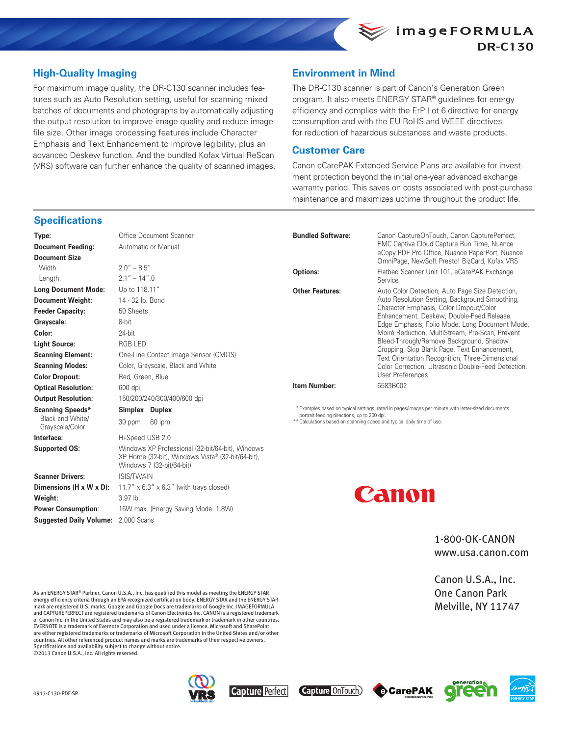imageFORMULA DR-C130

## High-Quality Imaging

For maximum image quality, the DR-C130 scanner includes features such as Auto Resolution setting, useful for scanning mixed batches of documents and photographs by automatically adjusting the output resolution to improve image quality and reduce image file size. Other image processing features include Character Emphasis and Text Enhancement to improve legibility, plus an advanced Deskew function. And the bundled Kofax Virtual ReScan (VRS) software can further enhance the quality of scanned images.

## Environment in Mind

The DR-C130 scanner is part of Canon's Generation Green program. It also meets ENERGY STAR® guidelines for energy efficiency and complies with the ErP Lot 6 directive for energy consumption and with the EU RoHS and WEEE directives for reduction of hazardous substances and waste products.

## Customer Care

Canon eCarePAK Extended Service Plans are available for investment protection beyond the initial one-year advanced exchange warranty period. This saves on costs associated with post-purchase maintenance and maximizes uptime throughout the product life.

## Specifications

| | | |
|---|---|---|
| **Type:** | Office Document Scanner | |
| **Document Feeding:** | Automatic or Manual | |
| **Document Size** | | |
| Width: | 2.0" – 8.5" | |
| Length: | 2.1" – 14".0 | |
| **Long Document Mode:** | Up to 118.11" | |
| **Document Weight:** | 14 - 32 lb. Bond | |
| **Feeder Capacity:** | 50 Sheets | |
| **Grayscale:** | 8-bit | |
| **Color:** | 24-bit | |
| **Light Source:** | RGB LED | |
| **Scanning Element:** | One-Line Contact Image Sensor (CMOS) | |
| **Scanning Modes:** | Color, Grayscale, Black and White | |
| **Color Dropout:** | Red, Green, Blue | |
| **Optical Resolution:** | 600 dpi | |
| **Output Resolution:** | 150/200/240/300/400/600 dpi | |
| **Scanning Speeds*** | **Simplex** | **Duplex** |
| Black and White/ Grayscale/Color: | 30 ppm | 60 ipm |
| **Interface:** | Hi-Speed USB 2.0 | |
| **Supported OS:** | Windows XP Professional (32-bit/64-bit), Windows XP Home (32-bit), Windows Vista® (32-bit/64-bit), Windows 7 (32-bit/64-bit) | |
| **Scanner Drivers:** | ISIS/TWAIN | |
| **Dimensions (H x W x D):** | 11.7" x 6.3" x 6.3" (with trays closed) | |
| **Weight:** | 3.97 lb. | |
| **Power Consumption:** | 16W max. (Energy Saving Mode: 1.8W) | |
| **Suggested Daily Volume:** | 2,000 Scans | |
| **Bundled Software:** | Canon CaptureOnTouch, Canon CapturePerfect, EMC Captiva Cloud Capture Run Time, Nuance eCopy PDF Pro Office, Nuance PaperPort, Nuance OmniPage, NewSoft Presto! BizCard, Kofax VRS | |
| **Options:** | Flatbed Scanner Unit 101, eCarePAK Exchange Service | |
| **Other Features:** | Auto Color Detection, Auto Page Size Detection, Auto Resolution Setting, Background Smoothing, Character Emphasis, Color Dropout/Color Enhancement, Deskew, Double-Feed Release, Edge Emphasis, Folio Mode, Long Document Mode, Moiré Reduction, MultiStream, Pre-Scan, Prevent Bleed-Through/Remove Background, Shadow Cropping, Skip Blank Page, Text Enhancement, Text Orientation Recognition, Three-Dimensional Color Correction, Ultrasonic Double-Feed Detection, User Preferences | |
| **Item Number:** | 6583B002 | |

\* Examples based on typical settings, rated in pages/images per minute with letter-sized documents portrait feeding directions, up to 200 dpi.
\*\* Calculations based on scanning speed and typical daily time of use.

Canon

1-800-OK-CANON
www.usa.canon.com

Canon U.S.A., Inc.
One Canon Park
Melville, NY 11747

As an ENERGY STAR® Partner, Canon U.S.A., Inc. has qualified this model as meeting the ENERGY STAR energy efficiency criteria through an EPA recognized certification body. ENERGY STAR and the ENERGY STAR mark are registered U.S. marks. Google and Google Docs are trademarks of Google Inc. IMAGEFORMULA and CAPTUREPERFECT are registered trademarks of Canon Electronics Inc. CANON is a registered trademark of Canon Inc. in the United States and may also be a registered trademark or trademark in other countries. EVERNOTE is a trademark of Evernote Corporation and used under a licence. Microsoft and SharePoint are either registered trademarks or trademarks of Microsoft Corporation in the United States and/or other countries. All other referenced product names and marks are trademarks of their respective owners. Specifications and availability subject to change without notice.
©2013 Canon U.S.A., Inc. All rights reserved.

0913-C130-PDF-SP